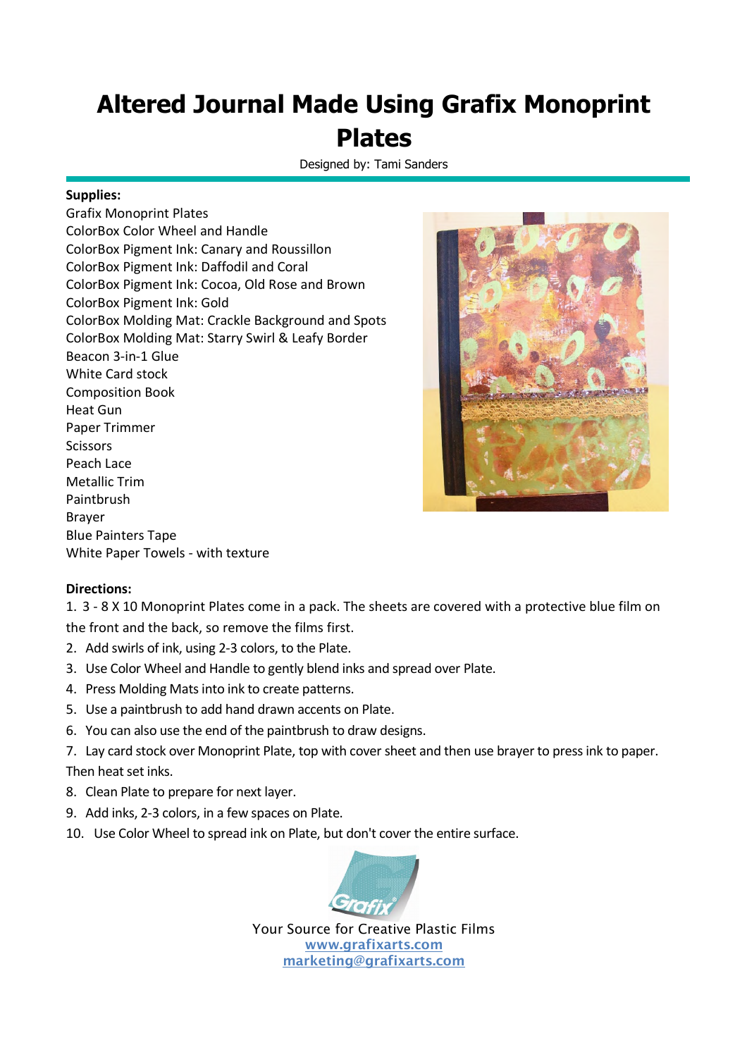# Altered Journal Made Using Grafix Monoprint Plates

Designed by: Tami Sanders

**Supplies:**

Grafix Monoprint Plates
ColorBox Color Wheel and Handle
ColorBox Pigment Ink: Canary and Roussillon
ColorBox Pigment Ink: Daffodil and Coral
ColorBox Pigment Ink: Cocoa, Old Rose and Brown
ColorBox Pigment Ink: Gold
ColorBox Molding Mat: Crackle Background and Spots
ColorBox Molding Mat: Starry Swirl & Leafy Border
Beacon 3-in-1 Glue
White Card stock
Composition Book
Heat Gun
Paper Trimmer
Scissors
Peach Lace
Metallic Trim
Paintbrush
Brayer
Blue Painters Tape
White Paper Towels - with texture

**Directions:**

1. 3 - 8 X 10 Monoprint Plates come in a pack. The sheets are covered with a protective blue film on the front and the back, so remove the films first.
2. Add swirls of ink, using 2-3 colors, to the Plate.
3. Use Color Wheel and Handle to gently blend inks and spread over Plate.
4. Press Molding Mats into ink to create patterns.
5. Use a paintbrush to add hand drawn accents on Plate.
6. You can also use the end of the paintbrush to draw designs.
7. Lay card stock over Monoprint Plate, top with cover sheet and then use brayer to press ink to paper. Then heat set inks.
8. Clean Plate to prepare for next layer.
9. Add inks, 2-3 colors, in a few spaces on Plate.
10. Use Color Wheel to spread ink on Plate, but don't cover the entire surface.

Your Source for Creative Plastic Films
www.grafixarts.com
marketing@grafixarts.com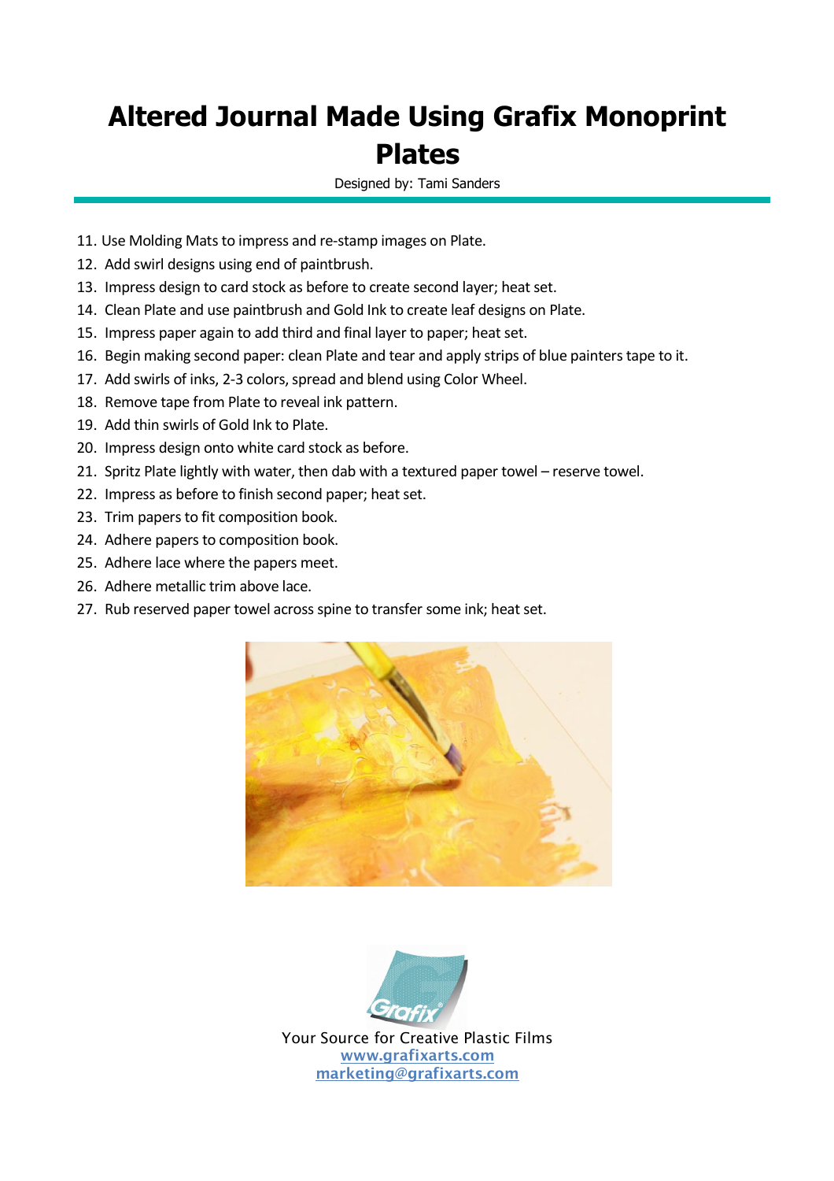# Altered Journal Made Using Grafix Monoprint Plates

Designed by: Tami Sanders

11. Use Molding Mats to impress and re-stamp images on Plate.
12. Add swirl designs using end of paintbrush.
13. Impress design to card stock as before to create second layer; heat set.
14. Clean Plate and use paintbrush and Gold Ink to create leaf designs on Plate.
15. Impress paper again to add third and final layer to paper; heat set.
16. Begin making second paper: clean Plate and tear and apply strips of blue painters tape to it.
17. Add swirls of inks, 2-3 colors, spread and blend using Color Wheel.
18. Remove tape from Plate to reveal ink pattern.
19. Add thin swirls of Gold Ink to Plate.
20. Impress design onto white card stock as before.
21. Spritz Plate lightly with water, then dab with a textured paper towel – reserve towel.
22. Impress as before to finish second paper; heat set.
23. Trim papers to fit composition book.
24. Adhere papers to composition book.
25. Adhere lace where the papers meet.
26. Adhere metallic trim above lace.
27. Rub reserved paper towel across spine to transfer some ink; heat set.

Your Source for Creative Plastic Films
www.grafixarts.com
marketing@grafixarts.com